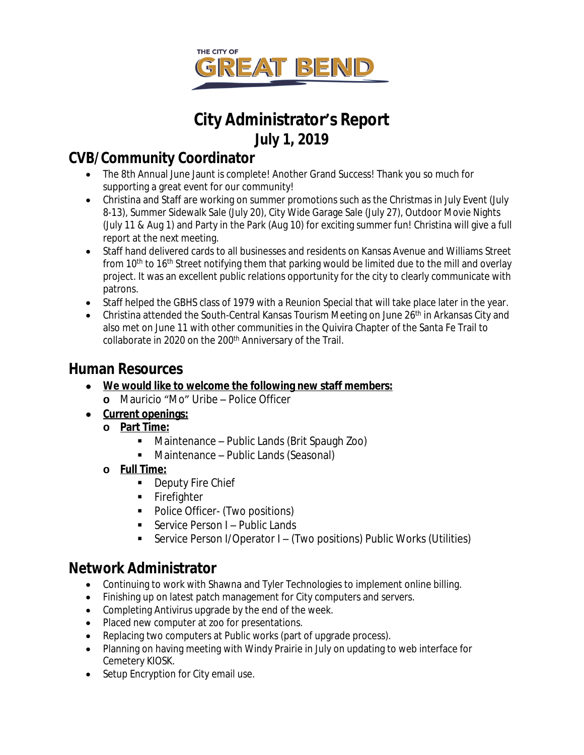THE CITY OF GREAT BEND

# City Administrator's Report
# July 1, 2019

## CVB/Community Coordinator

- The 8th Annual June Jaunt is complete! Another Grand Success! Thank you so much for supporting a great event for our community!
- Christina and Staff are working on summer promotions such as the Christmas in July Event (July 8-13), Summer Sidewalk Sale (July 20), City Wide Garage Sale (July 27), Outdoor Movie Nights (July 11 & Aug 1) and Party in the Park (Aug 10) for exciting summer fun! Christina will give a full report at the next meeting.
- Staff hand delivered cards to all businesses and residents on Kansas Avenue and Williams Street from 10th to 16th Street notifying them that parking would be limited due to the mill and overlay project. It was an excellent public relations opportunity for the city to clearly communicate with patrons.
- Staff helped the GBHS class of 1979 with a Reunion Special that will take place later in the year.
- Christina attended the South-Central Kansas Tourism Meeting on June 26th in Arkansas City and also met on June 11 with other communities in the Quivira Chapter of the Santa Fe Trail to collaborate in 2020 on the 200th Anniversary of the Trail.

## Human Resources

- **We would like to welcome the following new staff members:**
  - Mauricio "Mo" Uribe – Police Officer
- **Current openings:**
  - **Part Time:**
    - Maintenance – Public Lands (Brit Spaugh Zoo)
    - Maintenance – Public Lands (Seasonal)
  - **Full Time:**
    - Deputy Fire Chief
    - Firefighter
    - Police Officer- (Two positions)
    - Service Person I – Public Lands
    - Service Person I/Operator I – (Two positions) Public Works (Utilities)

## Network Administrator

- Continuing to work with Shawna and Tyler Technologies to implement online billing.
- Finishing up on latest patch management for City computers and servers.
- Completing Antivirus upgrade by the end of the week.
- Placed new computer at zoo for presentations.
- Replacing two computers at Public works (part of upgrade process).
- Planning on having meeting with Windy Prairie in July on updating to web interface for Cemetery KIOSK.
- Setup Encryption for City email use.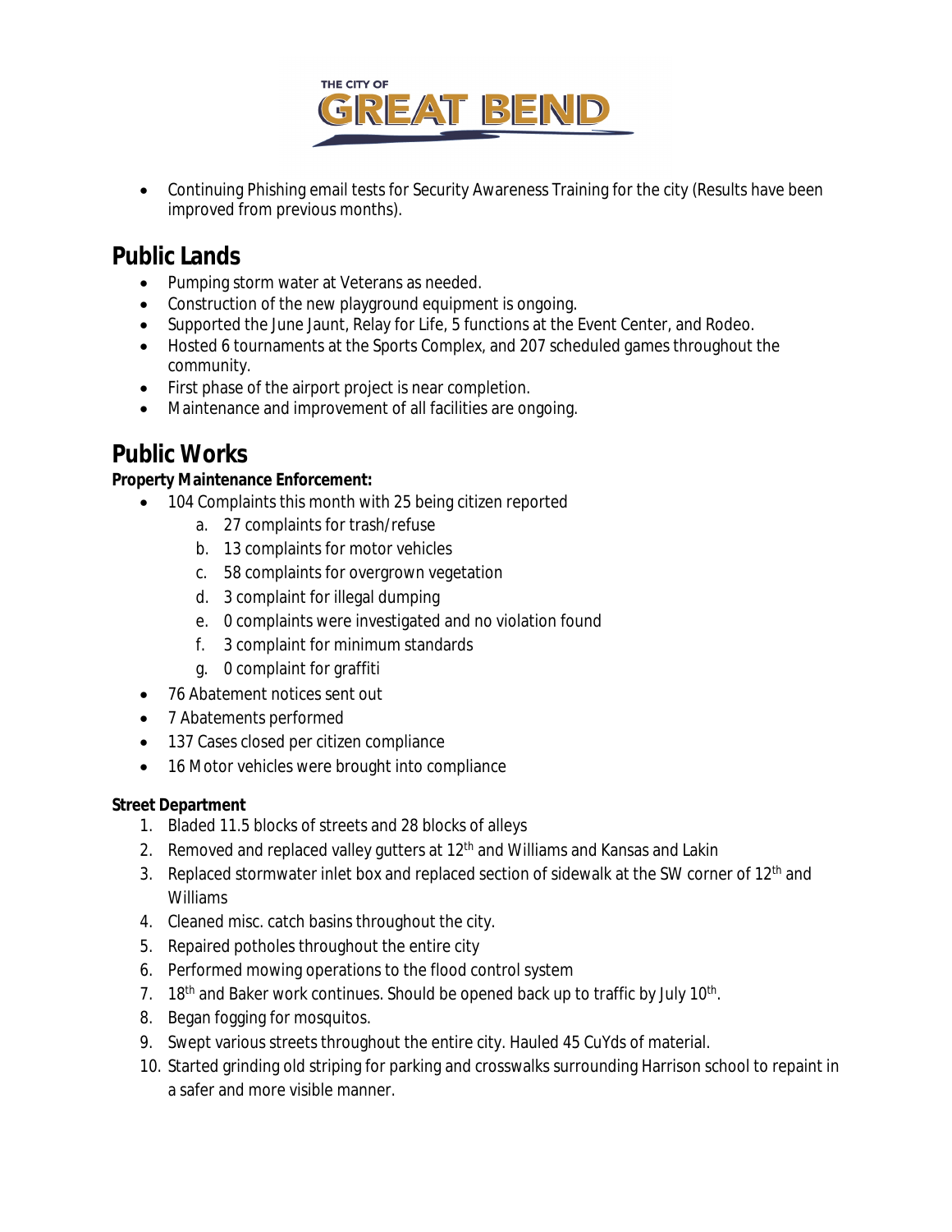- Continuing Phishing email tests for Security Awareness Training for the city (Results have been improved from previous months).

## Public Lands

- Pumping storm water at Veterans as needed.
- Construction of the new playground equipment is ongoing.
- Supported the June Jaunt, Relay for Life, 5 functions at the Event Center, and Rodeo.
- Hosted 6 tournaments at the Sports Complex, and 207 scheduled games throughout the community.
- First phase of the airport project is near completion.
- Maintenance and improvement of all facilities are ongoing.

## Public Works

**Property Maintenance Enforcement:**

- 104 Complaints this month with 25 being citizen reported
    a. 27 complaints for trash/refuse
    b. 13 complaints for motor vehicles
    c. 58 complaints for overgrown vegetation
    d. 3 complaint for illegal dumping
    e. 0 complaints were investigated and no violation found
    f. 3 complaint for minimum standards
    g. 0 complaint for graffiti
- 76 Abatement notices sent out
- 7 Abatements performed
- 137 Cases closed per citizen compliance
- 16 Motor vehicles were brought into compliance

**Street Department**

1. Bladed 11.5 blocks of streets and 28 blocks of alleys
2. Removed and replaced valley gutters at 12th and Williams and Kansas and Lakin
3. Replaced stormwater inlet box and replaced section of sidewalk at the SW corner of 12th and Williams
4. Cleaned misc. catch basins throughout the city.
5. Repaired potholes throughout the entire city
6. Performed mowing operations to the flood control system
7. 18th and Baker work continues. Should be opened back up to traffic by July 10th.
8. Began fogging for mosquitos.
9. Swept various streets throughout the entire city. Hauled 45 CuYds of material.
10. Started grinding old striping for parking and crosswalks surrounding Harrison school to repaint in a safer and more visible manner.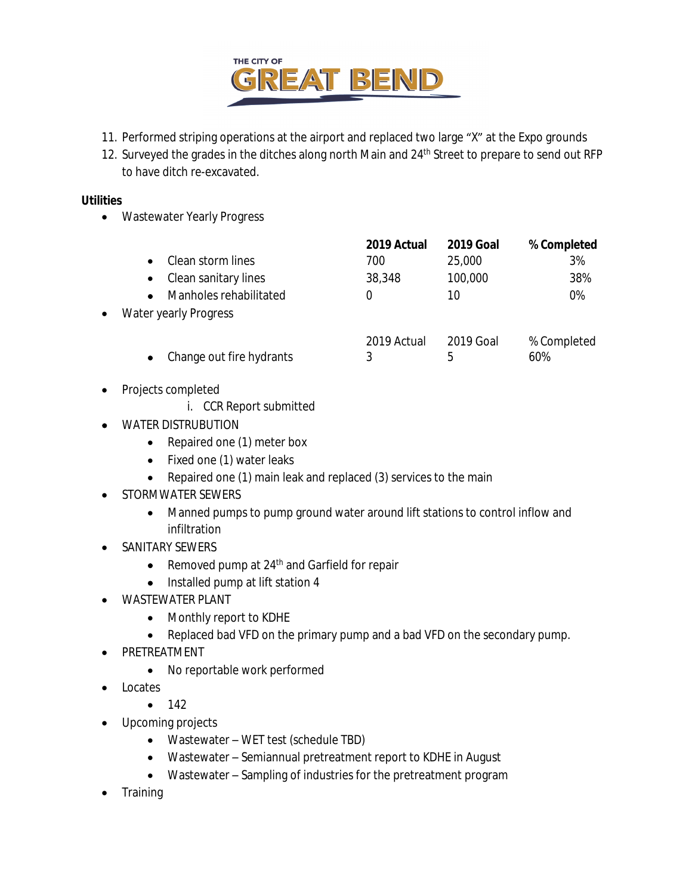11. Performed striping operations at the airport and replaced two large "X" at the Expo grounds
12. Surveyed the grades in the ditches along north Main and 24th Street to prepare to send out RFP to have ditch re-excavated.

**Utilities**

- Wastewater Yearly Progress

| | **2019 Actual** | **2019 Goal** | **% Completed** |
|---|---|---|---|
| Clean storm lines | 700 | 25,000 | 3% |
| Clean sanitary lines | 38,348 | 100,000 | 38% |
| Manholes rehabilitated | 0 | 10 | 0% |

- Water yearly Progress

| | 2019 Actual | 2019 Goal | % Completed |
|---|---|---|---|
| Change out fire hydrants | 3 | 5 | 60% |

- Projects completed
  i. CCR Report submitted
- WATER DISTRUBUTION
  - Repaired one (1) meter box
  - Fixed one (1) water leaks
  - Repaired one (1) main leak and replaced (3) services to the main
- STORMWATER SEWERS
  - Manned pumps to pump ground water around lift stations to control inflow and infiltration
- SANITARY SEWERS
  - Removed pump at 24th and Garfield for repair
  - Installed pump at lift station 4
- WASTEWATER PLANT
  - Monthly report to KDHE
  - Replaced bad VFD on the primary pump and a bad VFD on the secondary pump.
- PRETREATMENT
  - No reportable work performed
- Locates
  - 142
- Upcoming projects
  - Wastewater – WET test (schedule TBD)
  - Wastewater – Semiannual pretreatment report to KDHE in August
  - Wastewater – Sampling of industries for the pretreatment program
- Training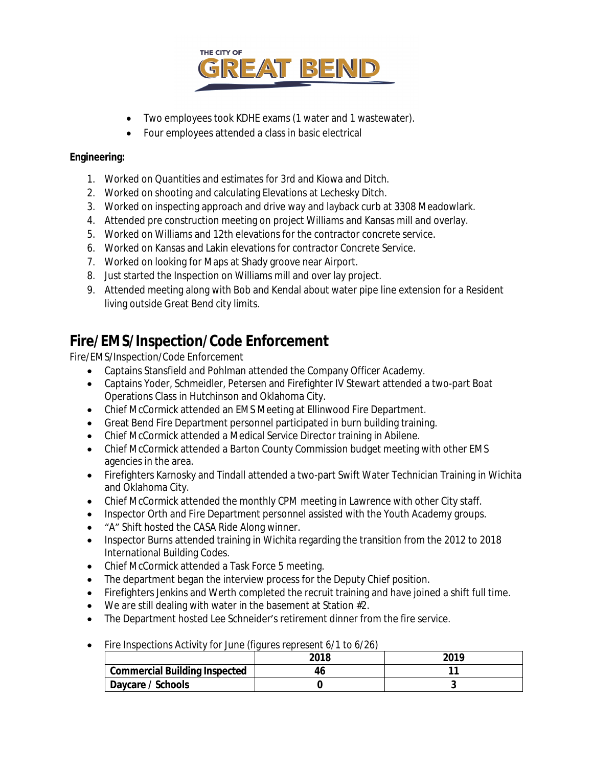- Two employees took KDHE exams (1 water and 1 wastewater).
- Four employees attended a class in basic electrical

**Engineering:**

1. Worked on Quantities and estimates for 3rd and Kiowa and Ditch.
2. Worked on shooting and calculating Elevations at Lechesky Ditch.
3. Worked on inspecting approach and drive way and layback curb at 3308 Meadowlark.
4. Attended pre construction meeting on project Williams and Kansas mill and overlay.
5. Worked on Williams and 12th elevations for the contractor concrete service.
6. Worked on Kansas and Lakin elevations for contractor Concrete Service.
7. Worked on looking for Maps at Shady groove near Airport.
8. Just started the Inspection on Williams mill and over lay project.
9. Attended meeting along with Bob and Kendal about water pipe line extension for a Resident living outside Great Bend city limits.

## Fire/EMS/Inspection/Code Enforcement

Fire/EMS/Inspection/Code Enforcement

- Captains Stansfield and Pohlman attended the Company Officer Academy.
- Captains Yoder, Schmeidler, Petersen and Firefighter IV Stewart attended a two-part Boat Operations Class in Hutchinson and Oklahoma City.
- Chief McCormick attended an EMS Meeting at Ellinwood Fire Department.
- Great Bend Fire Department personnel participated in burn building training.
- Chief McCormick attended a Medical Service Director training in Abilene.
- Chief McCormick attended a Barton County Commission budget meeting with other EMS agencies in the area.
- Firefighters Karnosky and Tindall attended a two-part Swift Water Technician Training in Wichita and Oklahoma City.
- Chief McCormick attended the monthly CPM meeting in Lawrence with other City staff.
- Inspector Orth and Fire Department personnel assisted with the Youth Academy groups.
- "A" Shift hosted the CASA Ride Along winner.
- Inspector Burns attended training in Wichita regarding the transition from the 2012 to 2018 International Building Codes.
- Chief McCormick attended a Task Force 5 meeting.
- The department began the interview process for the Deputy Chief position.
- Firefighters Jenkins and Werth completed the recruit training and have joined a shift full time.
- We are still dealing with water in the basement at Station #2.
- The Department hosted Lee Schneider's retirement dinner from the fire service.

- Fire Inspections Activity for June (figures represent 6/1 to 6/26)

| | 2018 | 2019 |
|---|---|---|
| **Commercial Building Inspected** | 46 | 11 |
| **Daycare / Schools** | 0 | 3 |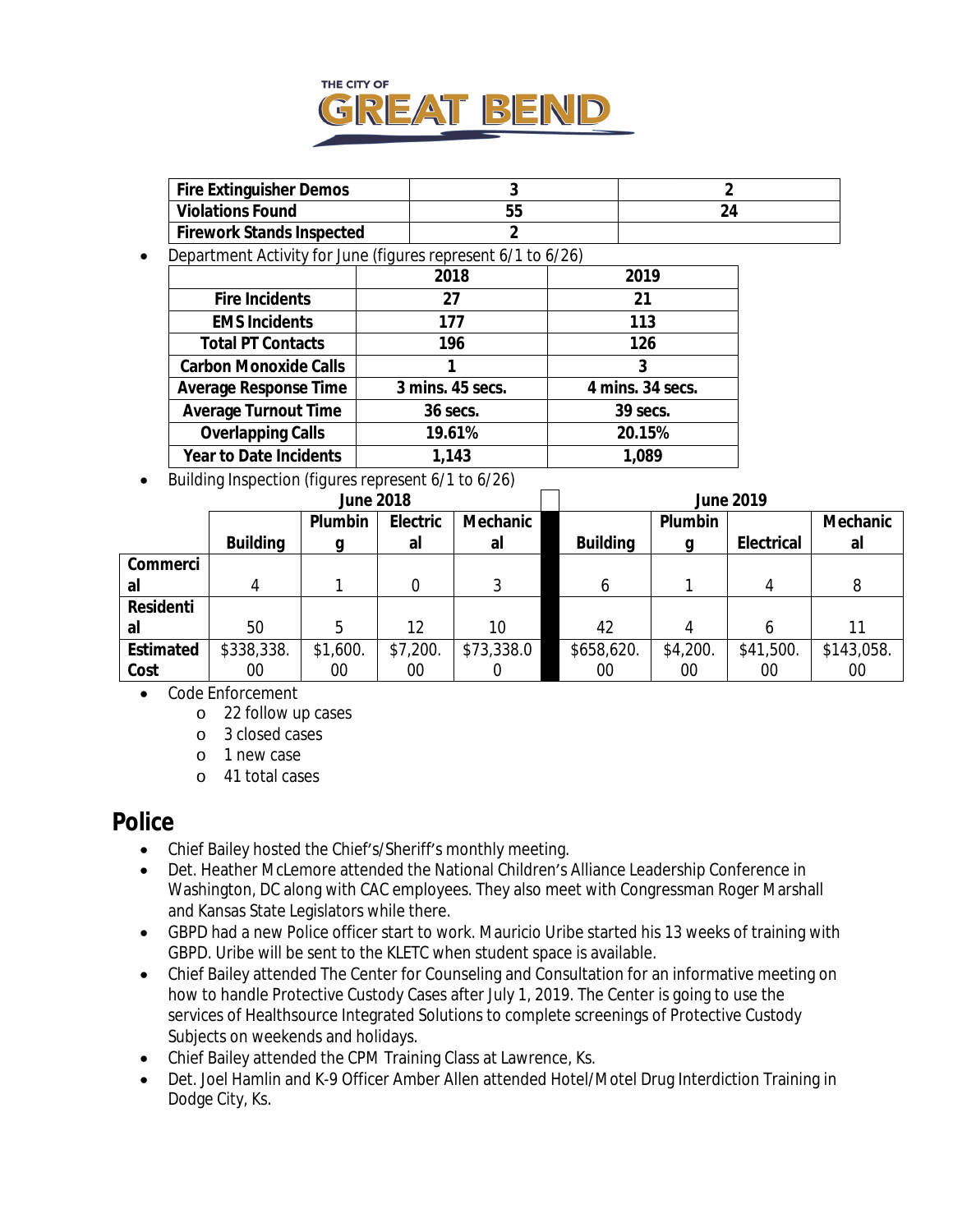| Fire Extinguisher Demos | 3 | 2 |
|---|---|---|
| Violations Found | 55 | 24 |
| Firework Stands Inspected | 2 | |

- Department Activity for June (figures represent 6/1 to 6/26)

| | 2018 | 2019 |
|---|---|---|
| Fire Incidents | 27 | 21 |
| EMS Incidents | 177 | 113 |
| Total PT Contacts | 196 | 126 |
| Carbon Monoxide Calls | 1 | 3 |
| Average Response Time | 3 mins. 45 secs. | 4 mins. 34 secs. |
| Average Turnout Time | 36 secs. | 39 secs. |
| Overlapping Calls | 19.61% | 20.15% |
| Year to Date Incidents | 1,143 | 1,089 |

- Building Inspection (figures represent 6/1 to 6/26)

| | June 2018 | | | | | June 2019 | | | |
|---|---|---|---|---|---|---|---|---|---|
| | Building | Plumbing | Electrical | Mechanical | | Building | Plumbing | Electrical | Mechanical |
| Commercial | 4 | 1 | 0 | 3 | | 6 | 1 | 4 | 8 |
| Residential | 50 | 5 | 12 | 10 | | 42 | 4 | 6 | 11 |
| Estimated Cost | $338,338.00 | $1,600.00 | $7,200.00 | $73,338.00 | | $658,620.00 | $4,200.00 | $41,500.00 | $143,058.00 |

- Code Enforcement
  - 22 follow up cases
  - 3 closed cases
  - 1 new case
  - 41 total cases

## Police

- Chief Bailey hosted the Chief's/Sheriff's monthly meeting.
- Det. Heather McLemore attended the National Children's Alliance Leadership Conference in Washington, DC along with CAC employees. They also meet with Congressman Roger Marshall and Kansas State Legislators while there.
- GBPD had a new Police officer start to work. Mauricio Uribe started his 13 weeks of training with GBPD. Uribe will be sent to the KLETC when student space is available.
- Chief Bailey attended The Center for Counseling and Consultation for an informative meeting on how to handle Protective Custody Cases after July 1, 2019. The Center is going to use the services of Healthsource Integrated Solutions to complete screenings of Protective Custody Subjects on weekends and holidays.
- Chief Bailey attended the CPM Training Class at Lawrence, Ks.
- Det. Joel Hamlin and K-9 Officer Amber Allen attended Hotel/Motel Drug Interdiction Training in Dodge City, Ks.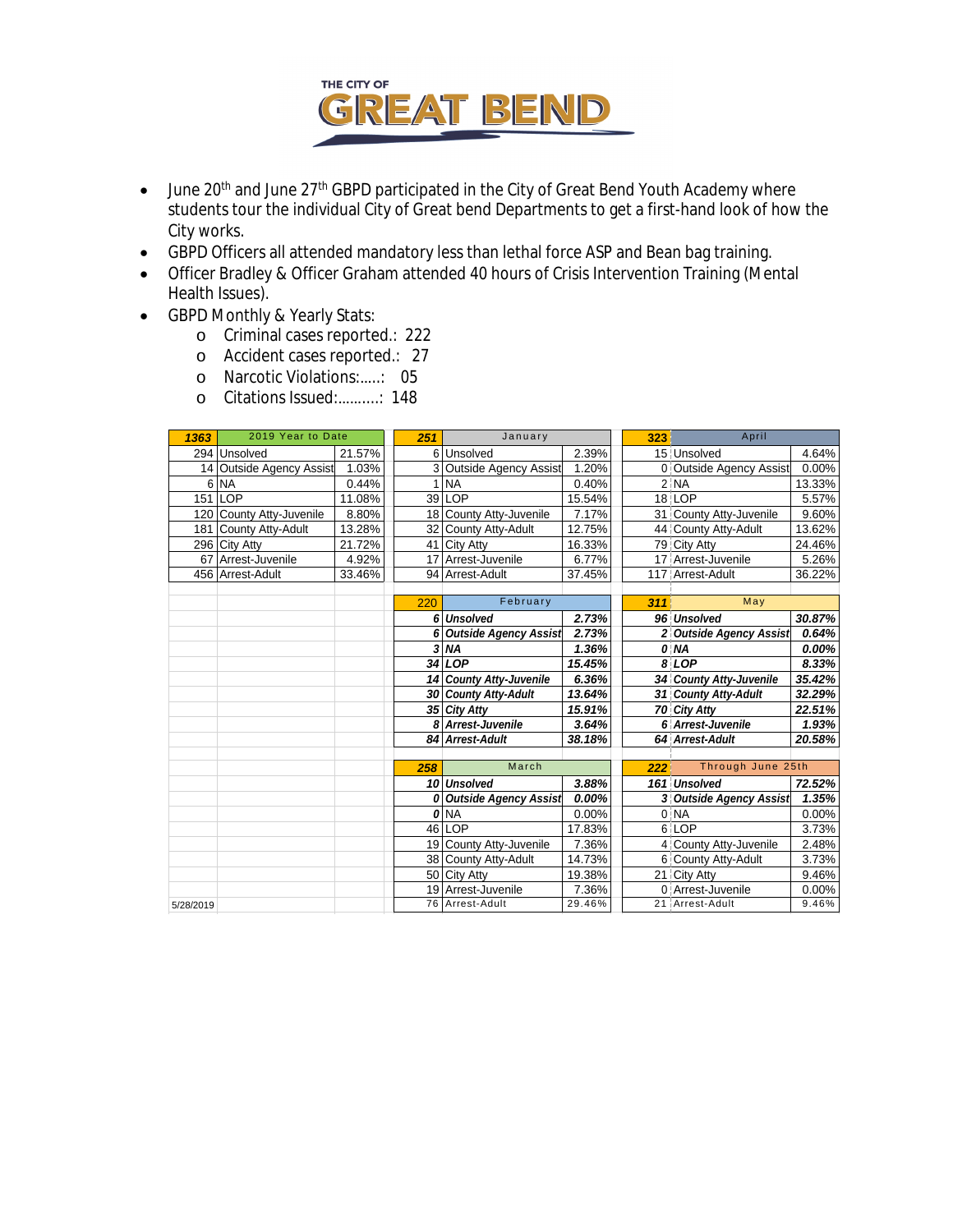THE CITY OF GREAT BEND

- June 20th and June 27th GBPD participated in the City of Great Bend Youth Academy where students tour the individual City of Great bend Departments to get a first-hand look of how the City works.
- GBPD Officers all attended mandatory less than lethal force ASP and Bean bag training.
- Officer Bradley & Officer Graham attended 40 hours of Crisis Intervention Training (Mental Health Issues).
- GBPD Monthly & Yearly Stats:
  - Criminal cases reported.: 222
  - Accident cases reported.: 27
  - Narcotic Violations:.....: 05
  - Citations Issued:..........: 148

| 1363 | 2019 Year to Date | |
|---|---|---|
| 294 | Unsolved | 21.57% |
| 14 | Outside Agency Assist | 1.03% |
| 6 | NA | 0.44% |
| 151 | LOP | 11.08% |
| 120 | County Atty-Juvenile | 8.80% |
| 181 | County Atty-Adult | 13.28% |
| 296 | City Atty | 21.72% |
| 67 | Arrest-Juvenile | 4.92% |
| 456 | Arrest-Adult | 33.46% |

5/28/2019

| 251 | January | |
|---|---|---|
| 6 | Unsolved | 2.39% |
| 3 | Outside Agency Assist | 1.20% |
| 1 | NA | 0.40% |
| 39 | LOP | 15.54% |
| 18 | County Atty-Juvenile | 7.17% |
| 32 | County Atty-Adult | 12.75% |
| 41 | City Atty | 16.33% |
| 17 | Arrest-Juvenile | 6.77% |
| 94 | Arrest-Adult | 37.45% |

| 220 | February | |
|---|---|---|
| 6 | Unsolved | 2.73% |
| 6 | Outside Agency Assist | 2.73% |
| 3 | NA | 1.36% |
| 34 | LOP | 15.45% |
| 14 | County Atty-Juvenile | 6.36% |
| 30 | County Atty-Adult | 13.64% |
| 35 | City Atty | 15.91% |
| 8 | Arrest-Juvenile | 3.64% |
| 84 | Arrest-Adult | 38.18% |

| 258 | March | |
|---|---|---|
| 10 | Unsolved | 3.88% |
| 0 | Outside Agency Assist | 0.00% |
| 0 | NA | 0.00% |
| 46 | LOP | 17.83% |
| 19 | County Atty-Juvenile | 7.36% |
| 38 | County Atty-Adult | 14.73% |
| 50 | City Atty | 19.38% |
| 19 | Arrest-Juvenile | 7.36% |
| 76 | Arrest-Adult | 29.46% |

| 323 | April | |
|---|---|---|
| 15 | Unsolved | 4.64% |
| 0 | Outside Agency Assist | 0.00% |
| 2 | NA | 13.33% |
| 18 | LOP | 5.57% |
| 31 | County Atty-Juvenile | 9.60% |
| 44 | County Atty-Adult | 13.62% |
| 79 | City Atty | 24.46% |
| 17 | Arrest-Juvenile | 5.26% |
| 117 | Arrest-Adult | 36.22% |

| 311 | May | |
|---|---|---|
| 96 | Unsolved | 30.87% |
| 2 | Outside Agency Assist | 0.64% |
| 0 | NA | 0.00% |
| 8 | LOP | 8.33% |
| 34 | County Atty-Juvenile | 35.42% |
| 31 | County Atty-Adult | 32.29% |
| 70 | City Atty | 22.51% |
| 6 | Arrest-Juvenile | 1.93% |
| 64 | Arrest-Adult | 20.58% |

| 222 | Through June 25th | |
|---|---|---|
| 161 | Unsolved | 72.52% |
| 3 | Outside Agency Assist | 1.35% |
| 0 | NA | 0.00% |
| 6 | LOP | 3.73% |
| 4 | County Atty-Juvenile | 2.48% |
| 6 | County Atty-Adult | 3.73% |
| 21 | City Atty | 9.46% |
| 0 | Arrest-Juvenile | 0.00% |
| 21 | Arrest-Adult | 9.46% |